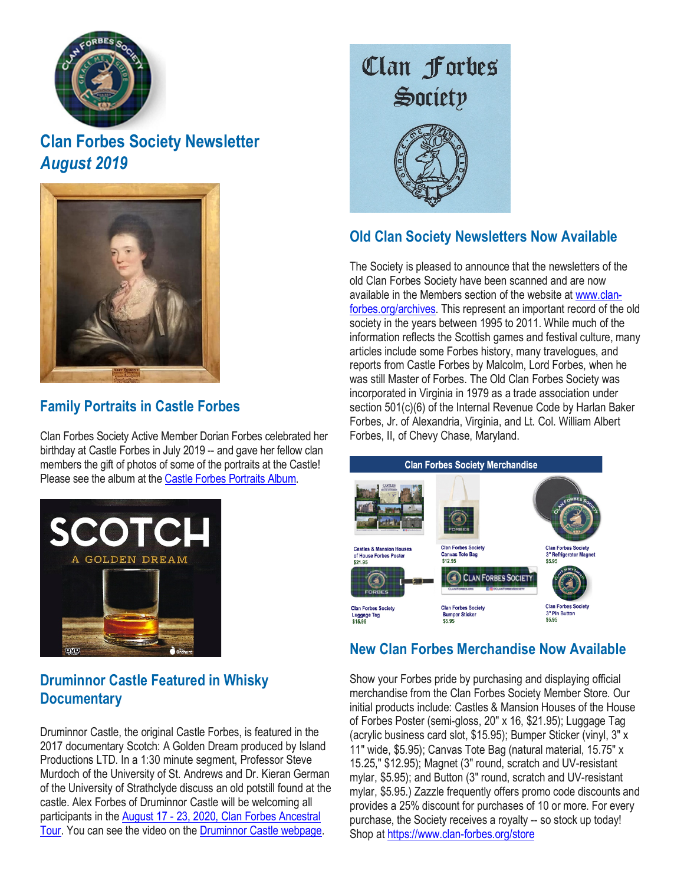# Clan Forbes Society Newsletter

*August 2019*

## Family Portraits in Castle Forbes

Clan Forbes Society Active Member Dorian Forbes celebrated her birthday at Castle Forbes in July 2019 -- and gave her fellow clan members the gift of photos of some of the portraits at the Castle! Please see the album at the Castle Forbes Portraits Album.

## Druminnor Castle Featured in Whisky Documentary

Druminnor Castle, the original Castle Forbes, is featured in the 2017 documentary Scotch: A Golden Dream produced by Island Productions LTD. In a 1:30 minute segment, Professor Steve Murdoch of the University of St. Andrews and Dr. Kieran German of the University of Strathclyde discuss an old potstill found at the castle. Alex Forbes of Druminnor Castle will be welcoming all participants in the August 17 - 23, 2020, Clan Forbes Ancestral Tour. You can see the video on the Druminnor Castle webpage.

## Old Clan Society Newsletters Now Available

The Society is pleased to announce that the newsletters of the old Clan Forbes Society have been scanned and are now available in the Members section of the website at www.clan-forbes.org/archives. This represent an important record of the old society in the years between 1995 to 2011. While much of the information reflects the Scottish games and festival culture, many articles include some Forbes history, many travelogues, and reports from Castle Forbes by Malcolm, Lord Forbes, when he was still Master of Forbes. The Old Clan Forbes Society was incorporated in Virginia in 1979 as a trade association under section 501(c)(6) of the Internal Revenue Code by Harlan Baker Forbes, Jr. of Alexandria, Virginia, and Lt. Col. William Albert Forbes, II, of Chevy Chase, Maryland.

**Clan Forbes Society Merchandise**

- Castles & Mansion Houses of House Forbes Poster $21.95
- Clan Forbes Society Canvas Tote Bag $12.95
- Clan Forbes Society 3" Refrigerator Magnet $5.95
- Clan Forbes Society Luggage Tag $15.95
- Clan Forbes Society Bumper Sticker $5.95
- Clan Forbes Society 3" Pin Button $5.95

## New Clan Forbes Merchandise Now Available

Show your Forbes pride by purchasing and displaying official merchandise from the Clan Forbes Society Member Store. Our initial products include: Castles & Mansion Houses of the House of Forbes Poster (semi-gloss, 20" x 16, $21.95); Luggage Tag (acrylic business card slot, $15.95); Bumper Sticker (vinyl, 3" x 11" wide, $5.95); Canvas Tote Bag (natural material, 15.75" x 15.25," $12.95); Magnet (3" round, scratch and UV-resistant mylar, $5.95); and Button (3" round, scratch and UV-resistant mylar, $5.95.) Zazzle frequently offers promo code discounts and provides a 25% discount for purchases of 10 or more. For every purchase, the Society receives a royalty -- so stock up today! Shop at https://www.clan-forbes.org/store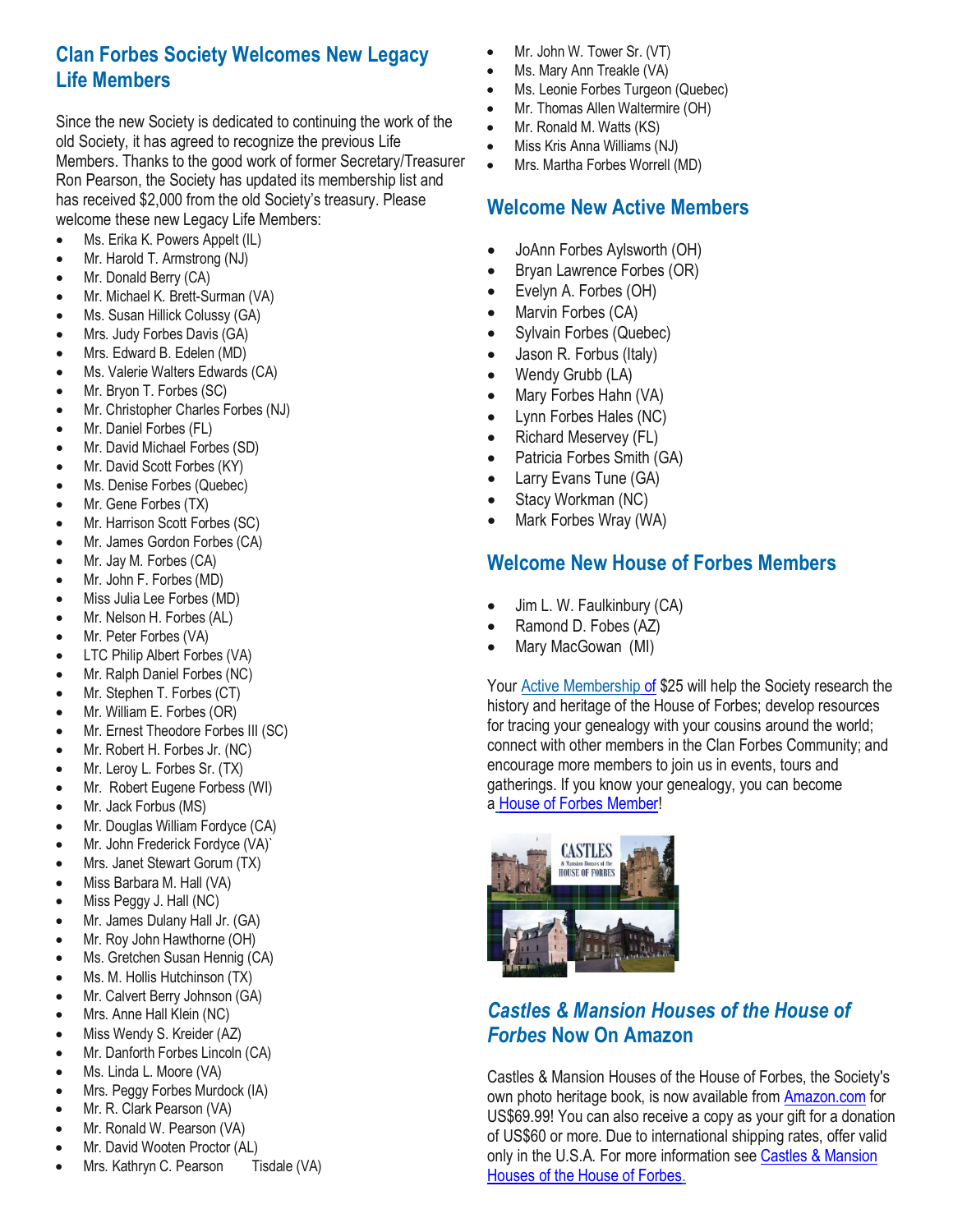## Clan Forbes Society Welcomes New Legacy Life Members

Since the new Society is dedicated to continuing the work of the old Society, it has agreed to recognize the previous Life Members. Thanks to the good work of former Secretary/Treasurer Ron Pearson, the Society has updated its membership list and has received $2,000 from the old Society's treasury. Please welcome these new Legacy Life Members:

- Ms. Erika K. Powers Appelt (IL)
- Mr. Harold T. Armstrong (NJ)
- Mr. Donald Berry (CA)
- Mr. Michael K. Brett-Surman (VA)
- Ms. Susan Hillick Colussy (GA)
- Mrs. Judy Forbes Davis (GA)
- Mrs. Edward B. Edelen (MD)
- Ms. Valerie Walters Edwards (CA)
- Mr. Bryon T. Forbes (SC)
- Mr. Christopher Charles Forbes (NJ)
- Mr. Daniel Forbes (FL)
- Mr. David Michael Forbes (SD)
- Mr. David Scott Forbes (KY)
- Ms. Denise Forbes (Quebec)
- Mr. Gene Forbes (TX)
- Mr. Harrison Scott Forbes (SC)
- Mr. James Gordon Forbes (CA)
- Mr. Jay M. Forbes (CA)
- Mr. John F. Forbes (MD)
- Miss Julia Lee Forbes (MD)
- Mr. Nelson H. Forbes (AL)
- Mr. Peter Forbes (VA)
- LTC Philip Albert Forbes (VA)
- Mr. Ralph Daniel Forbes (NC)
- Mr. Stephen T. Forbes (CT)
- Mr. William E. Forbes (OR)
- Mr. Ernest Theodore Forbes III (SC)
- Mr. Robert H. Forbes Jr. (NC)
- Mr. Leroy L. Forbes Sr. (TX)
- Mr. Robert Eugene Forbess (WI)
- Mr. Jack Forbus (MS)
- Mr. Douglas William Fordyce (CA)
- Mr. John Frederick Fordyce (VA)`
- Mrs. Janet Stewart Gorum (TX)
- Miss Barbara M. Hall (VA)
- Miss Peggy J. Hall (NC)
- Mr. James Dulany Hall Jr. (GA)
- Mr. Roy John Hawthorne (OH)
- Ms. Gretchen Susan Hennig (CA)
- Ms. M. Hollis Hutchinson (TX)
- Mr. Calvert Berry Johnson (GA)
- Mrs. Anne Hall Klein (NC)
- Miss Wendy S. Kreider (AZ)
- Mr. Danforth Forbes Lincoln (CA)
- Ms. Linda L. Moore (VA)
- Mrs. Peggy Forbes Murdock (IA)
- Mr. R. Clark Pearson (VA)
- Mr. Ronald W. Pearson (VA)
- Mr. David Wooten Proctor (AL)
- Mrs. Kathryn C. Pearson Tisdale (VA)
- Mr. John W. Tower Sr. (VT)
- Ms. Mary Ann Treakle (VA)
- Ms. Leonie Forbes Turgeon (Quebec)
- Mr. Thomas Allen Waltermire (OH)
- Mr. Ronald M. Watts (KS)
- Miss Kris Anna Williams (NJ)
- Mrs. Martha Forbes Worrell (MD)

## Welcome New Active Members

- JoAnn Forbes Aylsworth (OH)
- Bryan Lawrence Forbes (OR)
- Evelyn A. Forbes (OH)
- Marvin Forbes (CA)
- Sylvain Forbes (Quebec)
- Jason R. Forbus (Italy)
- Wendy Grubb (LA)
- Mary Forbes Hahn (VA)
- Lynn Forbes Hales (NC)
- Richard Meservey (FL)
- Patricia Forbes Smith (GA)
- Larry Evans Tune (GA)
- Stacy Workman (NC)
- Mark Forbes Wray (WA)

## Welcome New House of Forbes Members

- Jim L. W. Faulkinbury (CA)
- Ramond D. Fobes (AZ)
- Mary MacGowan (MI)

Your Active Membership of $25 will help the Society research the history and heritage of the House of Forbes; develop resources for tracing your genealogy with your cousins around the world; connect with other members in the Clan Forbes Community; and encourage more members to join us in events, tours and gatherings. If you know your genealogy, you can become a House of Forbes Member!

## *Castles & Mansion Houses of the House of Forbes* Now On Amazon

Castles & Mansion Houses of the House of Forbes, the Society's own photo heritage book, is now available from Amazon.com for US$69.99! You can also receive a copy as your gift for a donation of US$60 or more. Due to international shipping rates, offer valid only in the U.S.A. For more information see Castles & Mansion Houses of the House of Forbes.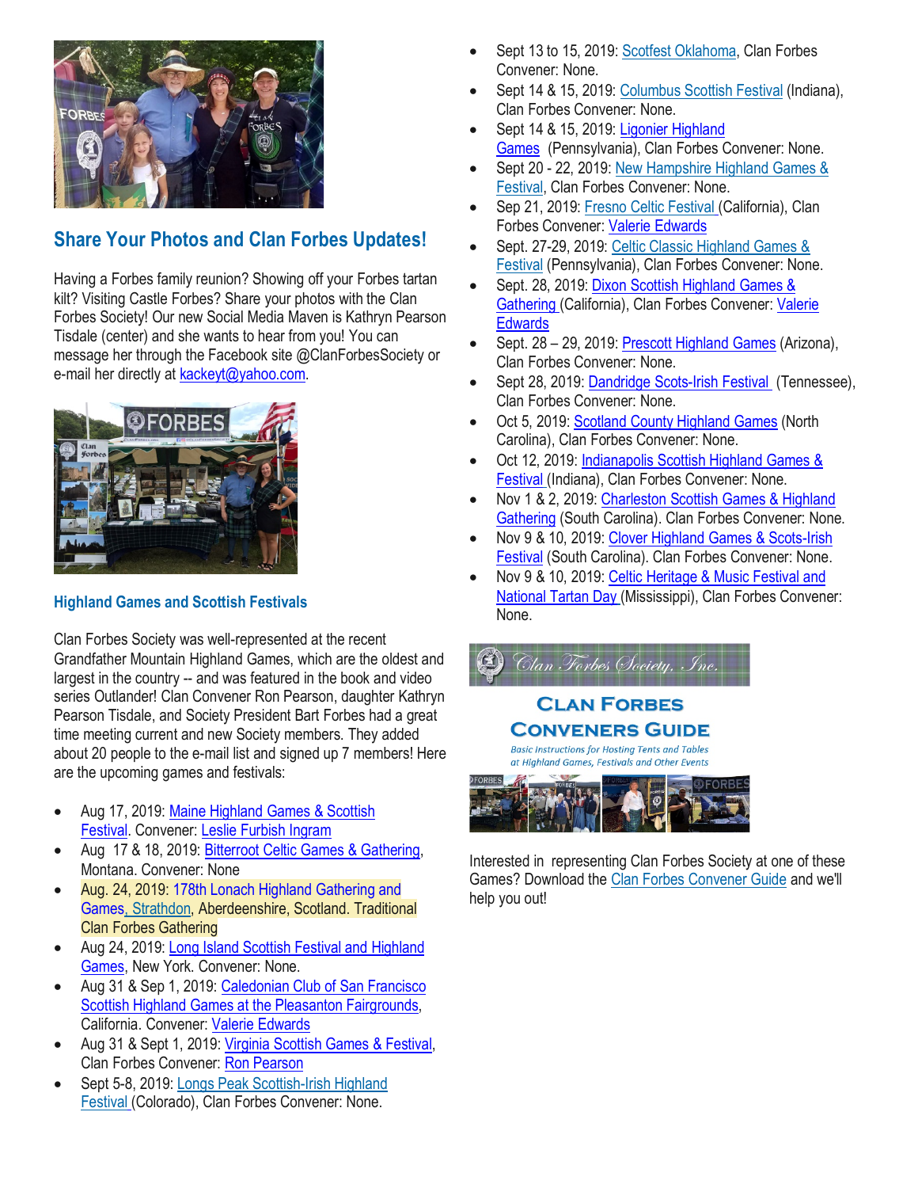## Share Your Photos and Clan Forbes Updates!

Having a Forbes family reunion? Showing off your Forbes tartan kilt? Visiting Castle Forbes? Share your photos with the Clan Forbes Society! Our new Social Media Maven is Kathryn Pearson Tisdale (center) and she wants to hear from you! You can message her through the Facebook site @ClanForbesSociety or e-mail her directly at kackeyt@yahoo.com.

### Highland Games and Scottish Festivals

Clan Forbes Society was well-represented at the recent Grandfather Mountain Highland Games, which are the oldest and largest in the country -- and was featured in the book and video series Outlander! Clan Convener Ron Pearson, daughter Kathryn Pearson Tisdale, and Society President Bart Forbes had a great time meeting current and new Society members. They added about 20 people to the e-mail list and signed up 7 members! Here are the upcoming games and festivals:

- Aug 17, 2019: Maine Highland Games & Scottish Festival. Convener: Leslie Furbish Ingram
- Aug 17 & 18, 2019: Bitterroot Celtic Games & Gathering, Montana. Convener: None
- Aug. 24, 2019: 178th Lonach Highland Gathering and Games, Strathdon, Aberdeenshire, Scotland. Traditional Clan Forbes Gathering
- Aug 24, 2019: Long Island Scottish Festival and Highland Games, New York. Convener: None.
- Aug 31 & Sep 1, 2019: Caledonian Club of San Francisco Scottish Highland Games at the Pleasanton Fairgrounds, California. Convener: Valerie Edwards
- Aug 31 & Sept 1, 2019: Virginia Scottish Games & Festival, Clan Forbes Convener: Ron Pearson
- Sept 5-8, 2019: Longs Peak Scottish-Irish Highland Festival (Colorado), Clan Forbes Convener: None.
- Sept 13 to 15, 2019: Scotfest Oklahoma, Clan Forbes Convener: None.
- Sept 14 & 15, 2019: Columbus Scottish Festival (Indiana), Clan Forbes Convener: None.
- Sept 14 & 15, 2019: Ligonier Highland Games (Pennsylvania), Clan Forbes Convener: None.
- Sept 20 - 22, 2019: New Hampshire Highland Games & Festival, Clan Forbes Convener: None.
- Sep 21, 2019: Fresno Celtic Festival (California), Clan Forbes Convener: Valerie Edwards
- Sept. 27-29, 2019: Celtic Classic Highland Games & Festival (Pennsylvania), Clan Forbes Convener: None.
- Sept. 28, 2019: Dixon Scottish Highland Games & Gathering (California), Clan Forbes Convener: Valerie Edwards
- Sept. 28 – 29, 2019: Prescott Highland Games (Arizona), Clan Forbes Convener: None.
- Sept 28, 2019: Dandridge Scots-Irish Festival (Tennessee), Clan Forbes Convener: None.
- Oct 5, 2019: Scotland County Highland Games (North Carolina), Clan Forbes Convener: None.
- Oct 12, 2019: Indianapolis Scottish Highland Games & Festival (Indiana), Clan Forbes Convener: None.
- Nov 1 & 2, 2019: Charleston Scottish Games & Highland Gathering (South Carolina). Clan Forbes Convener: None.
- Nov 9 & 10, 2019: Clover Highland Games & Scots-Irish Festival (South Carolina). Clan Forbes Convener: None.
- Nov 9 & 10, 2019: Celtic Heritage & Music Festival and National Tartan Day (Mississippi), Clan Forbes Convener: None.

Clan Forbes Society, Inc.

**Clan Forbes Conveners Guide**

*Basic Instructions for Hosting Tents and Tables at Highland Games, Festivals and Other Events*

Interested in representing Clan Forbes Society at one of these Games? Download the Clan Forbes Convener Guide and we'll help you out!